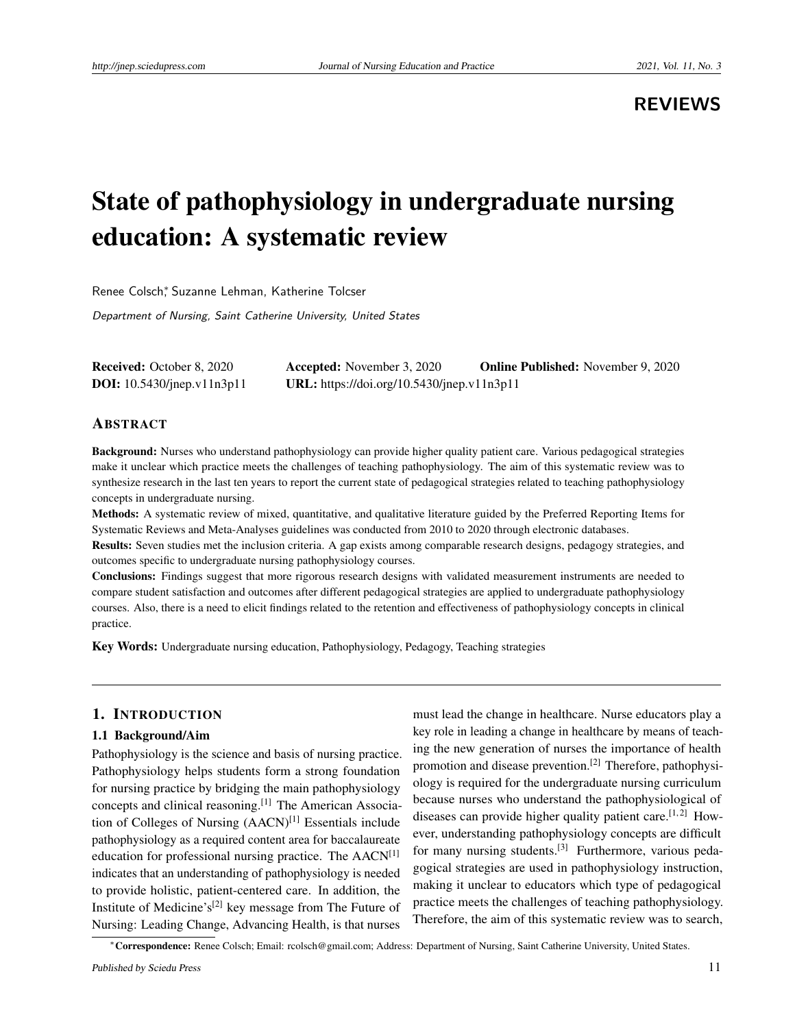**REVIEWS**

# State of pathophysiology in undergraduate nursing education: A systematic review

Renee Colsch[*], Suzanne Lehman, Katherine Tolcser

*Department of Nursing, Saint Catherine University, United States*

**Received:** October 8, 2020 **Accepted:** November 3, 2020 **Online Published:** November 9, 2020
**DOI:** 10.5430/jnep.v11n3p11 **URL:** https://doi.org/10.5430/jnep.v11n3p11

## ABSTRACT

**Background:** Nurses who understand pathophysiology can provide higher quality patient care. Various pedagogical strategies make it unclear which practice meets the challenges of teaching pathophysiology. The aim of this systematic review was to synthesize research in the last ten years to report the current state of pedagogical strategies related to teaching pathophysiology concepts in undergraduate nursing.

**Methods:** A systematic review of mixed, quantitative, and qualitative literature guided by the Preferred Reporting Items for Systematic Reviews and Meta-Analyses guidelines was conducted from 2010 to 2020 through electronic databases.

**Results:** Seven studies met the inclusion criteria. A gap exists among comparable research designs, pedagogy strategies, and outcomes specific to undergraduate nursing pathophysiology courses.

**Conclusions:** Findings suggest that more rigorous research designs with validated measurement instruments are needed to compare student satisfaction and outcomes after different pedagogical strategies are applied to undergraduate pathophysiology courses. Also, there is a need to elicit findings related to the retention and effectiveness of pathophysiology concepts in clinical practice.

**Key Words:** Undergraduate nursing education, Pathophysiology, Pedagogy, Teaching strategies

## 1. INTRODUCTION

### 1.1 Background/Aim

Pathophysiology is the science and basis of nursing practice. Pathophysiology helps students form a strong foundation for nursing practice by bridging the main pathophysiology concepts and clinical reasoning.[1] The American Association of Colleges of Nursing (AACN)[1] Essentials include pathophysiology as a required content area for baccalaureate education for professional nursing practice. The AACN[1] indicates that an understanding of pathophysiology is needed to provide holistic, patient-centered care. In addition, the Institute of Medicine's[2] key message from The Future of Nursing: Leading Change, Advancing Health, is that nurses must lead the change in healthcare. Nurse educators play a key role in leading a change in healthcare by means of teaching the new generation of nurses the importance of health promotion and disease prevention.[2] Therefore, pathophysiology is required for the undergraduate nursing curriculum because nurses who understand the pathophysiological of diseases can provide higher quality patient care.[1,2] However, understanding pathophysiology concepts are difficult for many nursing students.[3] Furthermore, various pedagogical strategies are used in pathophysiology instruction, making it unclear to educators which type of pedagogical practice meets the challenges of teaching pathophysiology. Therefore, the aim of this systematic review was to search,

*Correspondence: Renee Colsch; Email: rcolsch@gmail.com; Address: Department of Nursing, Saint Catherine University, United States.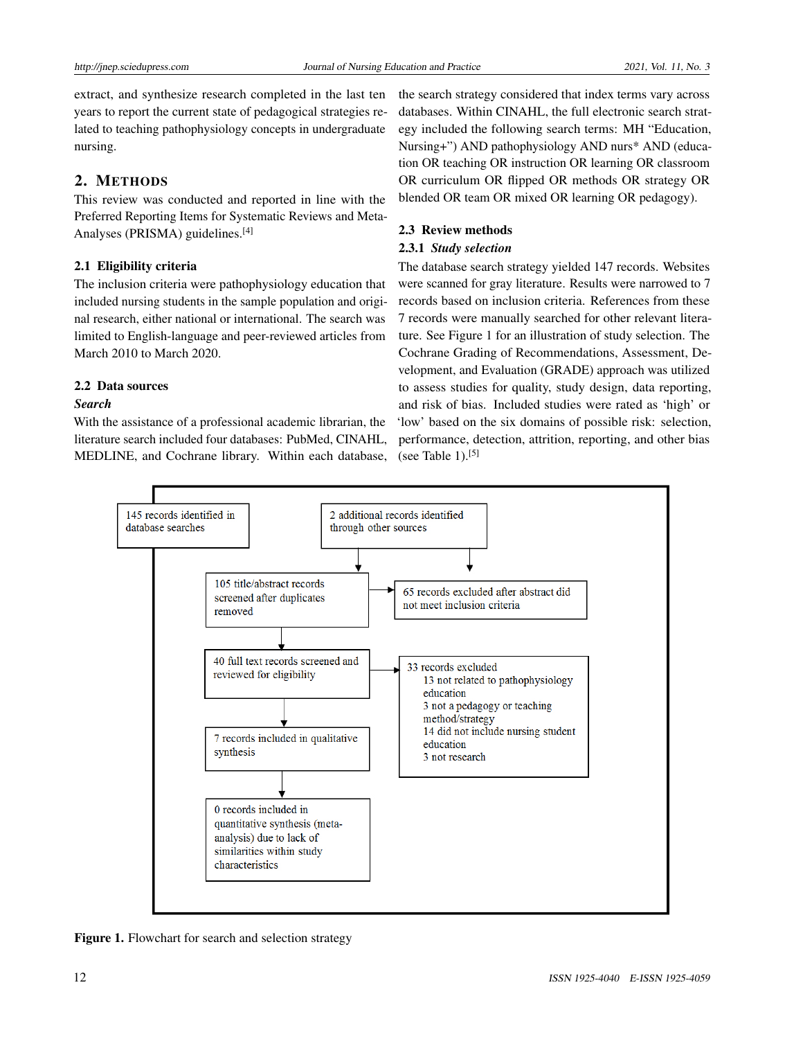extract, and synthesize research completed in the last ten years to report the current state of pedagogical strategies related to teaching pathophysiology concepts in undergraduate nursing.

## 2. METHODS

This review was conducted and reported in line with the Preferred Reporting Items for Systematic Reviews and Meta-Analyses (PRISMA) guidelines.[4]

### 2.1 Eligibility criteria

The inclusion criteria were pathophysiology education that included nursing students in the sample population and original research, either national or international. The search was limited to English-language and peer-reviewed articles from March 2010 to March 2020.

### 2.2 Data sources

***Search***

With the assistance of a professional academic librarian, the literature search included four databases: PubMed, CINAHL, MEDLINE, and Cochrane library. Within each database, the search strategy considered that index terms vary across databases. Within CINAHL, the full electronic search strategy included the following search terms: MH "Education, Nursing+") AND pathophysiology AND nurs* AND (education OR teaching OR instruction OR learning OR classroom OR curriculum OR flipped OR methods OR strategy OR blended OR team OR mixed OR learning OR pedagogy).

### 2.3 Review methods

#### 2.3.1 *Study selection*

The database search strategy yielded 147 records. Websites were scanned for gray literature. Results were narrowed to 7 records based on inclusion criteria. References from these 7 records were manually searched for other relevant literature. See Figure 1 for an illustration of study selection. The Cochrane Grading of Recommendations, Assessment, Development, and Evaluation (GRADE) approach was utilized to assess studies for quality, study design, data reporting, and risk of bias. Included studies were rated as 'high' or 'low' based on the six domains of possible risk: selection, performance, detection, attrition, reporting, and other bias (see Table 1).[5]

145 records identified in database searches

2 additional records identified through other sources

105 title/abstract records screened after duplicates removed

65 records excluded after abstract did not meet inclusion criteria

40 full text records screened and reviewed for eligibility

33 records excluded
- 13 not related to pathophysiology education
- 3 not a pedagogy or teaching method/strategy
- 14 did not include nursing student education
- 3 not research

7 records included in qualitative synthesis

0 records included in quantitative synthesis (meta-analysis) due to lack of similarities within study characteristics

**Figure 1.** Flowchart for search and selection strategy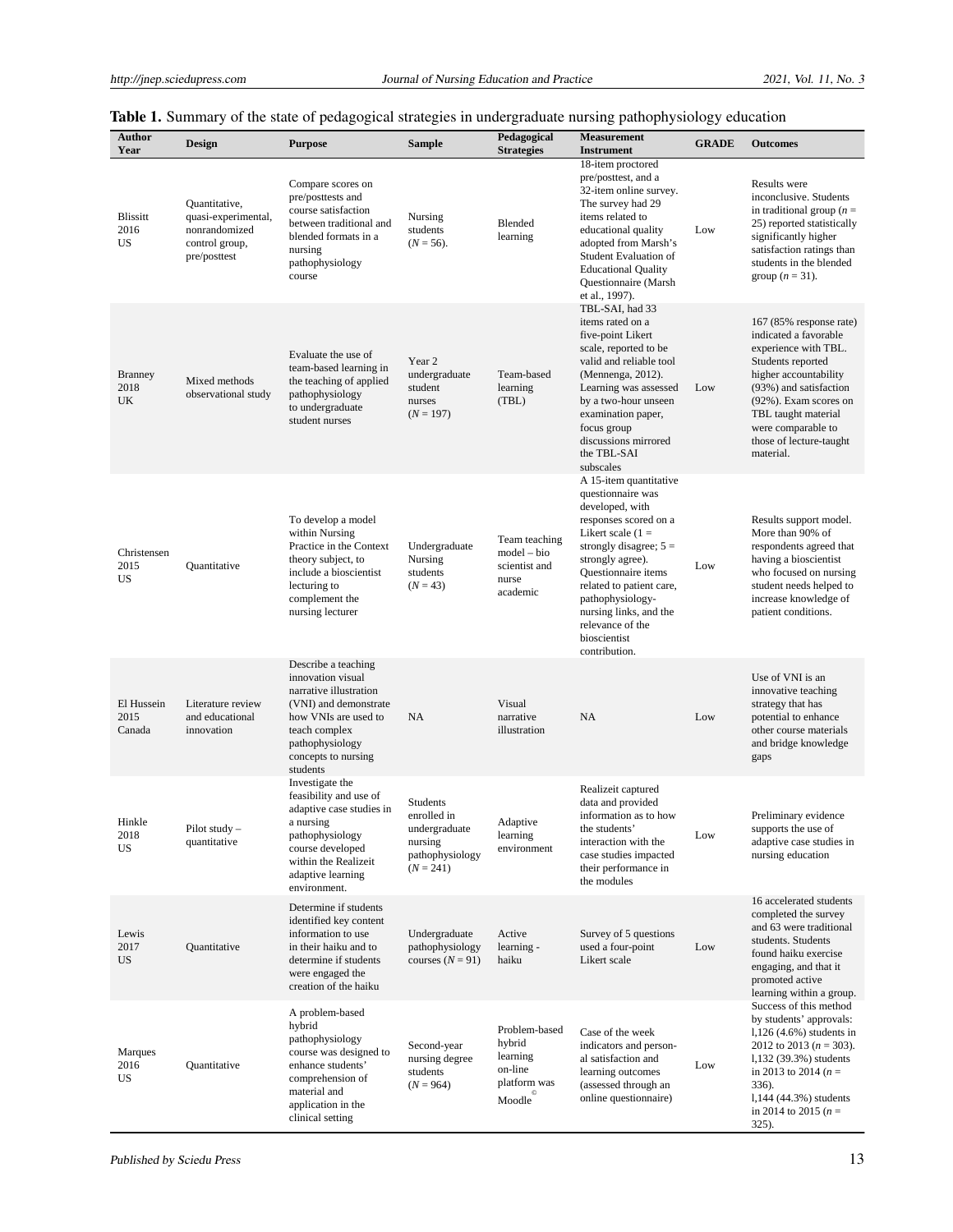**Table 1.** Summary of the state of pedagogical strategies in undergraduate nursing pathophysiology education

| Author Year | Design | Purpose | Sample | Pedagogical Strategies | Measurement Instrument | GRADE | Outcomes |
|---|---|---|---|---|---|---|---|
| Blissitt 2016 US | Quantitative, quasi-experimental, nonrandomized control group, pre/posttest | Compare scores on pre/posttests and course satisfaction between traditional and blended formats in a nursing pathophysiology course | Nursing students ($N = 56$). | Blended learning | 18-item proctored pre/posttest, and a 32-item online survey. The survey had 29 items related to educational quality adopted from Marsh's Student Evaluation of Educational Quality Questionnaire (Marsh et al., 1997). | Low | Results were inconclusive. Students in traditional group ($n = 25$) reported statistically significantly higher satisfaction ratings than students in the blended group ($n = 31$). |
| Branney 2018 UK | Mixed methods observational study | Evaluate the use of team-based learning in the teaching of applied pathophysiology to undergraduate student nurses | Year 2 undergraduate student nurses ($N = 197$) | Team-based learning (TBL) | TBL-SAI, had 33 items rated on a five-point Likert scale, reported to be valid and reliable tool (Mennenga, 2012). Learning was assessed by a two-hour unseen examination paper, focus group discussions mirrored the TBL-SAI subscales | Low | 167 (85% response rate) indicated a favorable experience with TBL. Students reported higher accountability (93%) and satisfaction (92%). Exam scores on TBL taught material were comparable to those of lecture-taught material. |
| Christensen 2015 US | Quantitative | To develop a model within Nursing Practice in the Context theory subject, to include a bioscientist lecturing to complement the nursing lecturer | Undergraduate Nursing students ($N = 43$) | Team teaching model – bio scientist and nurse academic | A 15-item quantitative questionnaire was developed, with responses scored on a Likert scale (1 = strongly disagree; 5 = strongly agree). Questionnaire items related to patient care, pathophysiology-nursing links, and the relevance of the bioscientist contribution. | Low | Results support model. More than 90% of respondents agreed that having a bioscientist who focused on nursing student needs helped to increase knowledge of patient conditions. |
| El Hussein 2015 Canada | Literature review and educational innovation | Describe a teaching innovation visual narrative illustration (VNI) and demonstrate how VNIs are used to teach complex pathophysiology concepts to nursing students | NA | Visual narrative illustration | NA | Low | Use of VNI is an innovative teaching strategy that has potential to enhance other course materials and bridge knowledge gaps |
| Hinkle 2018 US | Pilot study – quantitative | Investigate the feasibility and use of adaptive case studies in a nursing pathophysiology course developed within the Realizeit adaptive learning environment. | Students enrolled in undergraduate nursing pathophysiology ($N = 241$) | Adaptive learning environment | Realizeit captured data and provided information as to how the students' interaction with the case studies impacted their performance in the modules | Low | Preliminary evidence supports the use of adaptive case studies in nursing education |
| Lewis 2017 US | Quantitative | Determine if students identified key content information to use in their haiku and to determine if students were engaged the creation of the haiku | Undergraduate pathophysiology courses ($N = 91$) | Active learning - haiku | Survey of 5 questions used a four-point Likert scale | Low | 16 accelerated students completed the survey and 63 were traditional students. Students found haiku exercise engaging, and that it promoted active learning within a group. |
| Marques 2016 US | Quantitative | A problem-based hybrid pathophysiology course was designed to enhance students' comprehension of material and application in the clinical setting | Second-year nursing degree students ($N = 964$) | Problem-based hybrid learning on-line platform was Moodle© | Case of the week indicators and person-al satisfaction and learning outcomes (assessed through an online questionnaire) | Low | Success of this method by students' approvals: l,126 (4.6%) students in 2012 to 2013 ($n = 303$). l,132 (39.3%) students in 2013 to 2014 ($n = 336$). l,144 (44.3%) students in 2014 to 2015 ($n = 325$). |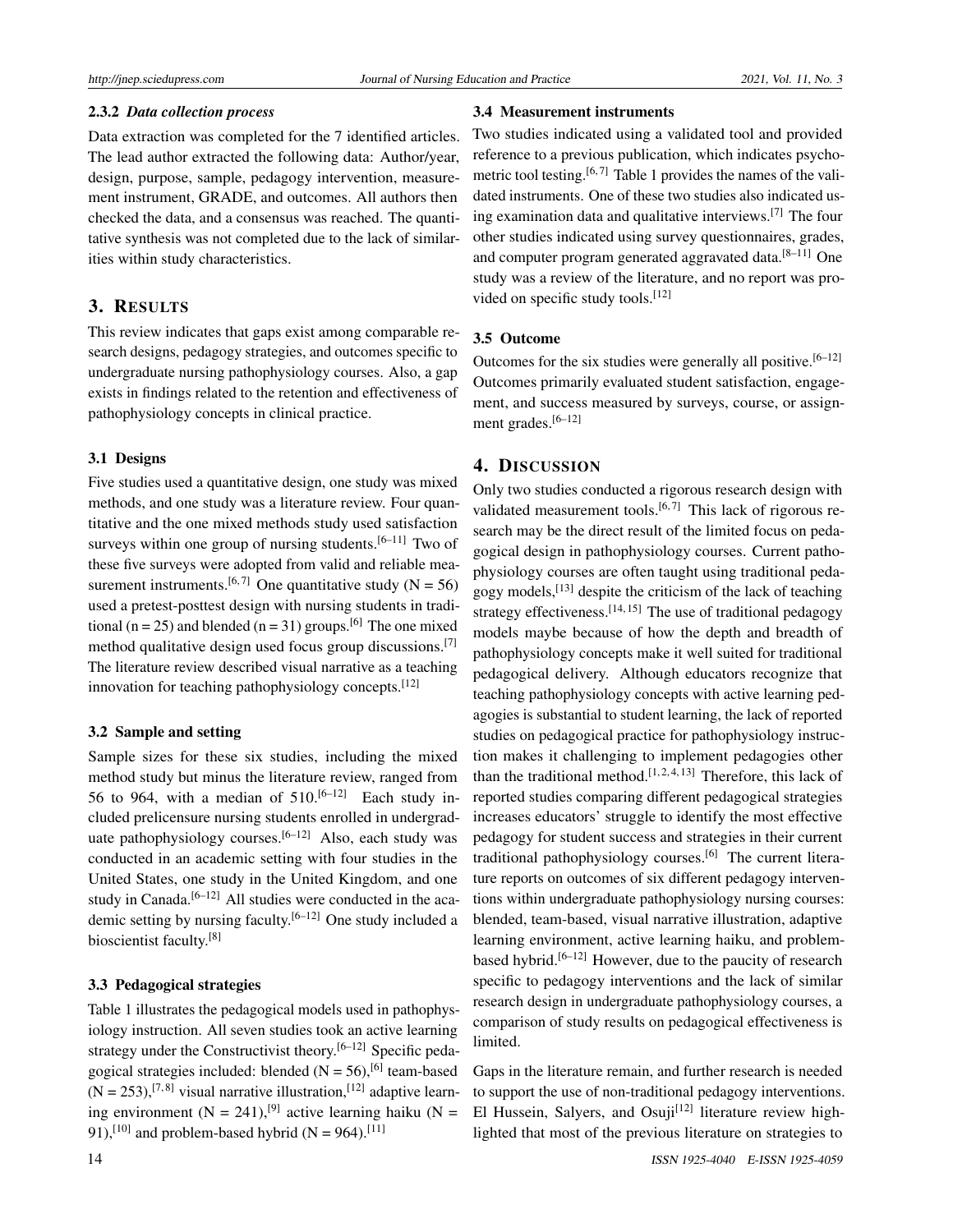#### 2.3.2 *Data collection process*

Data extraction was completed for the 7 identified articles. The lead author extracted the following data: Author/year, design, purpose, sample, pedagogy intervention, measurement instrument, GRADE, and outcomes. All authors then checked the data, and a consensus was reached. The quantitative synthesis was not completed due to the lack of similarities within study characteristics.

## 3. RESULTS

This review indicates that gaps exist among comparable research designs, pedagogy strategies, and outcomes specific to undergraduate nursing pathophysiology courses. Also, a gap exists in findings related to the retention and effectiveness of pathophysiology concepts in clinical practice.

### 3.1 Designs

Five studies used a quantitative design, one study was mixed methods, and one study was a literature review. Four quantitative and the one mixed methods study used satisfaction surveys within one group of nursing students.[6–11] Two of these five surveys were adopted from valid and reliable measurement instruments.[6,7] One quantitative study (N = 56) used a pretest-posttest design with nursing students in traditional (n = 25) and blended (n = 31) groups.[6] The one mixed method qualitative design used focus group discussions.[7] The literature review described visual narrative as a teaching innovation for teaching pathophysiology concepts.[12]

### 3.2 Sample and setting

Sample sizes for these six studies, including the mixed method study but minus the literature review, ranged from 56 to 964, with a median of 510.[6–12] Each study included prelicensure nursing students enrolled in undergraduate pathophysiology courses.[6–12] Also, each study was conducted in an academic setting with four studies in the United States, one study in the United Kingdom, and one study in Canada.[6–12] All studies were conducted in the academic setting by nursing faculty.[6–12] One study included a bioscientist faculty.[8]

### 3.3 Pedagogical strategies

Table 1 illustrates the pedagogical models used in pathophysiology instruction. All seven studies took an active learning strategy under the Constructivist theory.[6–12] Specific pedagogical strategies included: blended (N = 56),[6] team-based (N = 253),[7,8] visual narrative illustration,[12] adaptive learning environment (N = 241),[9] active learning haiku (N = 91),[10] and problem-based hybrid (N = 964).[11]

### 3.4 Measurement instruments

Two studies indicated using a validated tool and provided reference to a previous publication, which indicates psychometric tool testing.[6,7] Table 1 provides the names of the validated instruments. One of these two studies also indicated using examination data and qualitative interviews.[7] The four other studies indicated using survey questionnaires, grades, and computer program generated aggravated data.[8–11] One study was a review of the literature, and no report was provided on specific study tools.[12]

### 3.5 Outcome

Outcomes for the six studies were generally all positive.[6–12] Outcomes primarily evaluated student satisfaction, engagement, and success measured by surveys, course, or assignment grades.[6–12]

## 4. DISCUSSION

Only two studies conducted a rigorous research design with validated measurement tools.[6,7] This lack of rigorous research may be the direct result of the limited focus on pedagogical design in pathophysiology courses. Current pathophysiology courses are often taught using traditional pedagogy models,[13] despite the criticism of the lack of teaching strategy effectiveness.[14,15] The use of traditional pedagogy models maybe because of how the depth and breadth of pathophysiology concepts make it well suited for traditional pedagogical delivery. Although educators recognize that teaching pathophysiology concepts with active learning pedagogies is substantial to student learning, the lack of reported studies on pedagogical practice for pathophysiology instruction makes it challenging to implement pedagogies other than the traditional method.[1,2,4,13] Therefore, this lack of reported studies comparing different pedagogical strategies increases educators' struggle to identify the most effective pedagogy for student success and strategies in their current traditional pathophysiology courses.[6] The current literature reports on outcomes of six different pedagogy interventions within undergraduate pathophysiology nursing courses: blended, team-based, visual narrative illustration, adaptive learning environment, active learning haiku, and problem-based hybrid.[6–12] However, due to the paucity of research specific to pedagogy interventions and the lack of similar research design in undergraduate pathophysiology courses, a comparison of study results on pedagogical effectiveness is limited.

Gaps in the literature remain, and further research is needed to support the use of non-traditional pedagogy interventions. El Hussein, Salyers, and Osuji[12] literature review highlighted that most of the previous literature on strategies to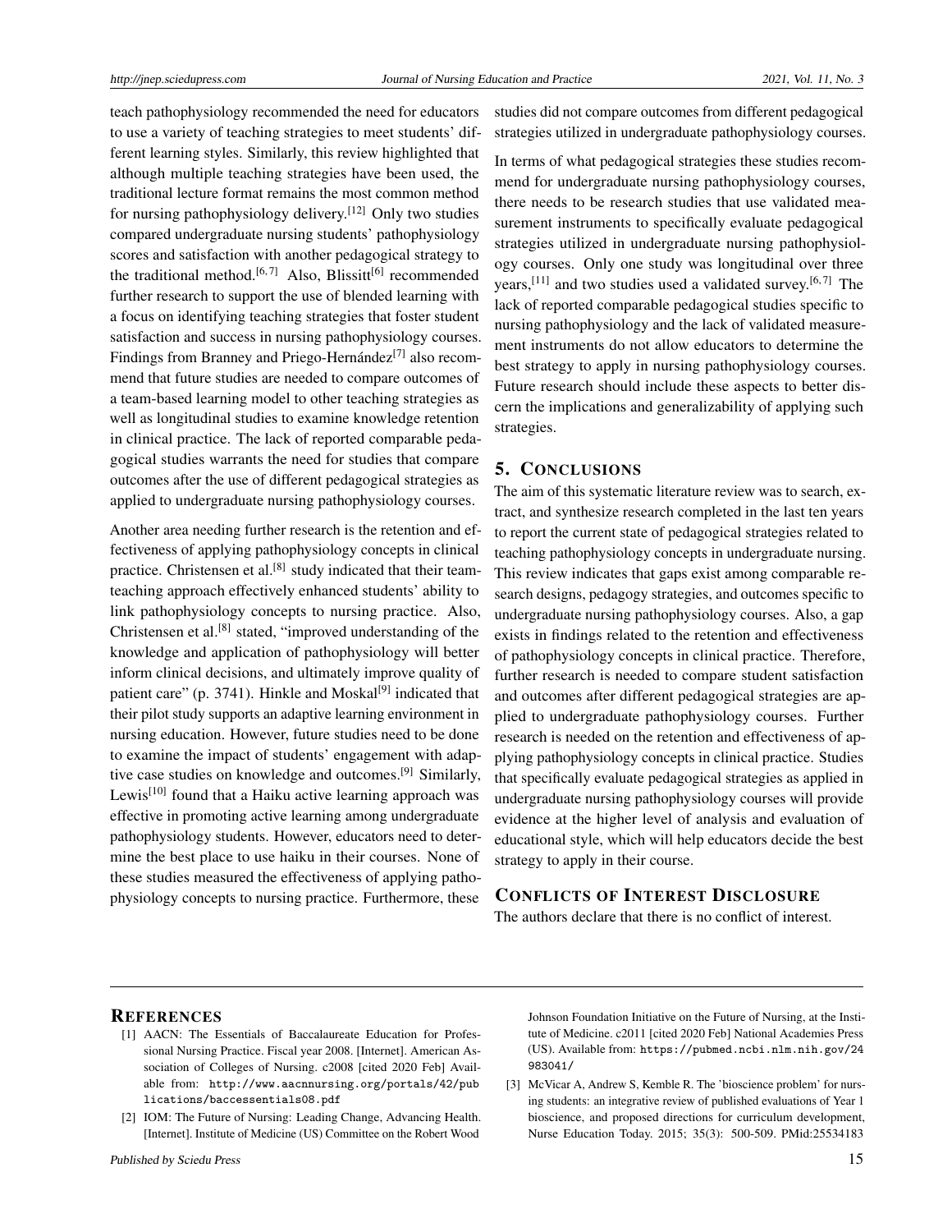teach pathophysiology recommended the need for educators to use a variety of teaching strategies to meet students' different learning styles. Similarly, this review highlighted that although multiple teaching strategies have been used, the traditional lecture format remains the most common method for nursing pathophysiology delivery.[12] Only two studies compared undergraduate nursing students' pathophysiology scores and satisfaction with another pedagogical strategy to the traditional method.[6, 7] Also, Blissitt[6] recommended further research to support the use of blended learning with a focus on identifying teaching strategies that foster student satisfaction and success in nursing pathophysiology courses. Findings from Branney and Priego-Hernández[7] also recommend that future studies are needed to compare outcomes of a team-based learning model to other teaching strategies as well as longitudinal studies to examine knowledge retention in clinical practice. The lack of reported comparable pedagogical studies warrants the need for studies that compare outcomes after the use of different pedagogical strategies as applied to undergraduate nursing pathophysiology courses.

Another area needing further research is the retention and effectiveness of applying pathophysiology concepts in clinical practice. Christensen et al.[8] study indicated that their team-teaching approach effectively enhanced students' ability to link pathophysiology concepts to nursing practice. Also, Christensen et al.[8] stated, "improved understanding of the knowledge and application of pathophysiology will better inform clinical decisions, and ultimately improve quality of patient care" (p. 3741). Hinkle and Moskal[9] indicated that their pilot study supports an adaptive learning environment in nursing education. However, future studies need to be done to examine the impact of students' engagement with adaptive case studies on knowledge and outcomes.[9] Similarly, Lewis[10] found that a Haiku active learning approach was effective in promoting active learning among undergraduate pathophysiology students. However, educators need to determine the best place to use haiku in their courses. None of these studies measured the effectiveness of applying pathophysiology concepts to nursing practice. Furthermore, these studies did not compare outcomes from different pedagogical strategies utilized in undergraduate pathophysiology courses.

In terms of what pedagogical strategies these studies recommend for undergraduate nursing pathophysiology courses, there needs to be research studies that use validated measurement instruments to specifically evaluate pedagogical strategies utilized in undergraduate nursing pathophysiology courses. Only one study was longitudinal over three years,[11] and two studies used a validated survey.[6, 7] The lack of reported comparable pedagogical studies specific to nursing pathophysiology and the lack of validated measurement instruments do not allow educators to determine the best strategy to apply in nursing pathophysiology courses. Future research should include these aspects to better discern the implications and generalizability of applying such strategies.

## 5. Conclusions

The aim of this systematic literature review was to search, extract, and synthesize research completed in the last ten years to report the current state of pedagogical strategies related to teaching pathophysiology concepts in undergraduate nursing. This review indicates that gaps exist among comparable research designs, pedagogy strategies, and outcomes specific to undergraduate nursing pathophysiology courses. Also, a gap exists in findings related to the retention and effectiveness of pathophysiology concepts in clinical practice. Therefore, further research is needed to compare student satisfaction and outcomes after different pedagogical strategies are applied to undergraduate pathophysiology courses. Further research is needed on the retention and effectiveness of applying pathophysiology concepts in clinical practice. Studies that specifically evaluate pedagogical strategies as applied in undergraduate nursing pathophysiology courses will provide evidence at the higher level of analysis and evaluation of educational style, which will help educators decide the best strategy to apply in their course.

## Conflicts of Interest Disclosure

The authors declare that there is no conflict of interest.

## References

[1] AACN: The Essentials of Baccalaureate Education for Professional Nursing Practice. Fiscal year 2008. [Internet]. American Association of Colleges of Nursing. c2008 [cited 2020 Feb] Available from: http://www.aacnnursing.org/portals/42/publications/baccessentials08.pdf

[2] IOM: The Future of Nursing: Leading Change, Advancing Health. [Internet]. Institute of Medicine (US) Committee on the Robert Wood Johnson Foundation Initiative on the Future of Nursing, at the Institute of Medicine. c2011 [cited 2020 Feb] National Academies Press (US). Available from: https://pubmed.ncbi.nlm.nih.gov/24983041/

[3] McVicar A, Andrew S, Kemble R. The 'bioscience problem' for nursing students: an integrative review of published evaluations of Year 1 bioscience, and proposed directions for curriculum development, Nurse Education Today. 2015; 35(3): 500-509. PMid:25534183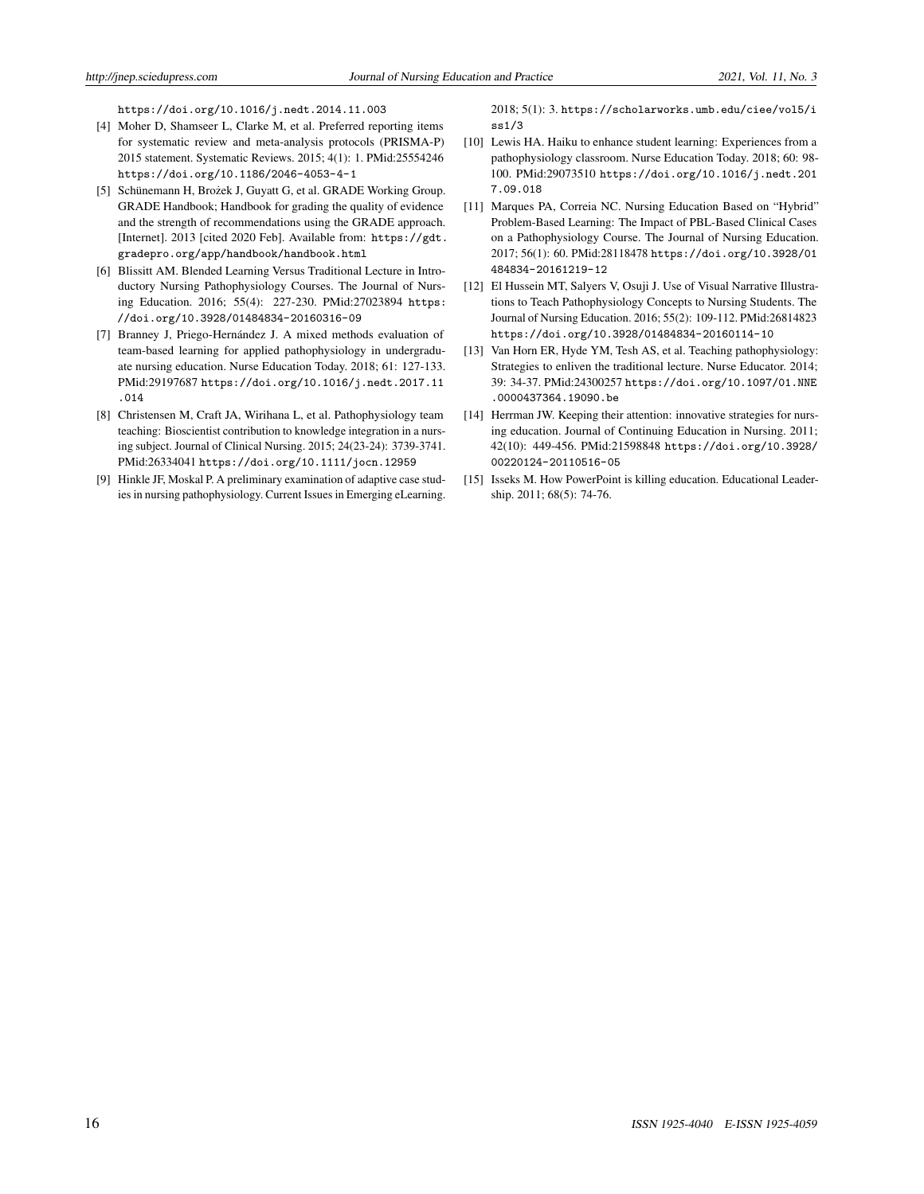https://doi.org/10.1016/j.nedt.2014.11.003

[4] Moher D, Shamseer L, Clarke M, et al. Preferred reporting items for systematic review and meta-analysis protocols (PRISMA-P) 2015 statement. Systematic Reviews. 2015; 4(1): 1. PMid:25554246 https://doi.org/10.1186/2046-4053-4-1

[5] Schünemann H, Brożek J, Guyatt G, et al. GRADE Working Group. GRADE Handbook; Handbook for grading the quality of evidence and the strength of recommendations using the GRADE approach. [Internet]. 2013 [cited 2020 Feb]. Available from: https://gdt.gradepro.org/app/handbook/handbook.html

[6] Blissitt AM. Blended Learning Versus Traditional Lecture in Introductory Nursing Pathophysiology Courses. The Journal of Nursing Education. 2016; 55(4): 227-230. PMid:27023894 https://doi.org/10.3928/01484834-20160316-09

[7] Branney J, Priego-Hernández J. A mixed methods evaluation of team-based learning for applied pathophysiology in undergraduate nursing education. Nurse Education Today. 2018; 61: 127-133. PMid:29197687 https://doi.org/10.1016/j.nedt.2017.11.014

[8] Christensen M, Craft JA, Wirihana L, et al. Pathophysiology team teaching: Bioscientist contribution to knowledge integration in a nursing subject. Journal of Clinical Nursing. 2015; 24(23-24): 3739-3741. PMid:26334041 https://doi.org/10.1111/jocn.12959

[9] Hinkle JF, Moskal P. A preliminary examination of adaptive case studies in nursing pathophysiology. Current Issues in Emerging eLearning. 2018; 5(1): 3. https://scholarworks.umb.edu/ciee/vol5/iss1/3

[10] Lewis HA. Haiku to enhance student learning: Experiences from a pathophysiology classroom. Nurse Education Today. 2018; 60: 98-100. PMid:29073510 https://doi.org/10.1016/j.nedt.2017.09.018

[11] Marques PA, Correia NC. Nursing Education Based on "Hybrid" Problem-Based Learning: The Impact of PBL-Based Clinical Cases on a Pathophysiology Course. The Journal of Nursing Education. 2017; 56(1): 60. PMid:28118478 https://doi.org/10.3928/01484834-20161219-12

[12] El Hussein MT, Salyers V, Osuji J. Use of Visual Narrative Illustrations to Teach Pathophysiology Concepts to Nursing Students. The Journal of Nursing Education. 2016; 55(2): 109-112. PMid:26814823 https://doi.org/10.3928/01484834-20160114-10

[13] Van Horn ER, Hyde YM, Tesh AS, et al. Teaching pathophysiology: Strategies to enliven the traditional lecture. Nurse Educator. 2014; 39: 34-37. PMid:24300257 https://doi.org/10.1097/01.NNE.0000437364.19090.be

[14] Herrman JW. Keeping their attention: innovative strategies for nursing education. Journal of Continuing Education in Nursing. 2011; 42(10): 449-456. PMid:21598848 https://doi.org/10.3928/00220124-20110516-05

[15] Isseks M. How PowerPoint is killing education. Educational Leadership. 2011; 68(5): 74-76.